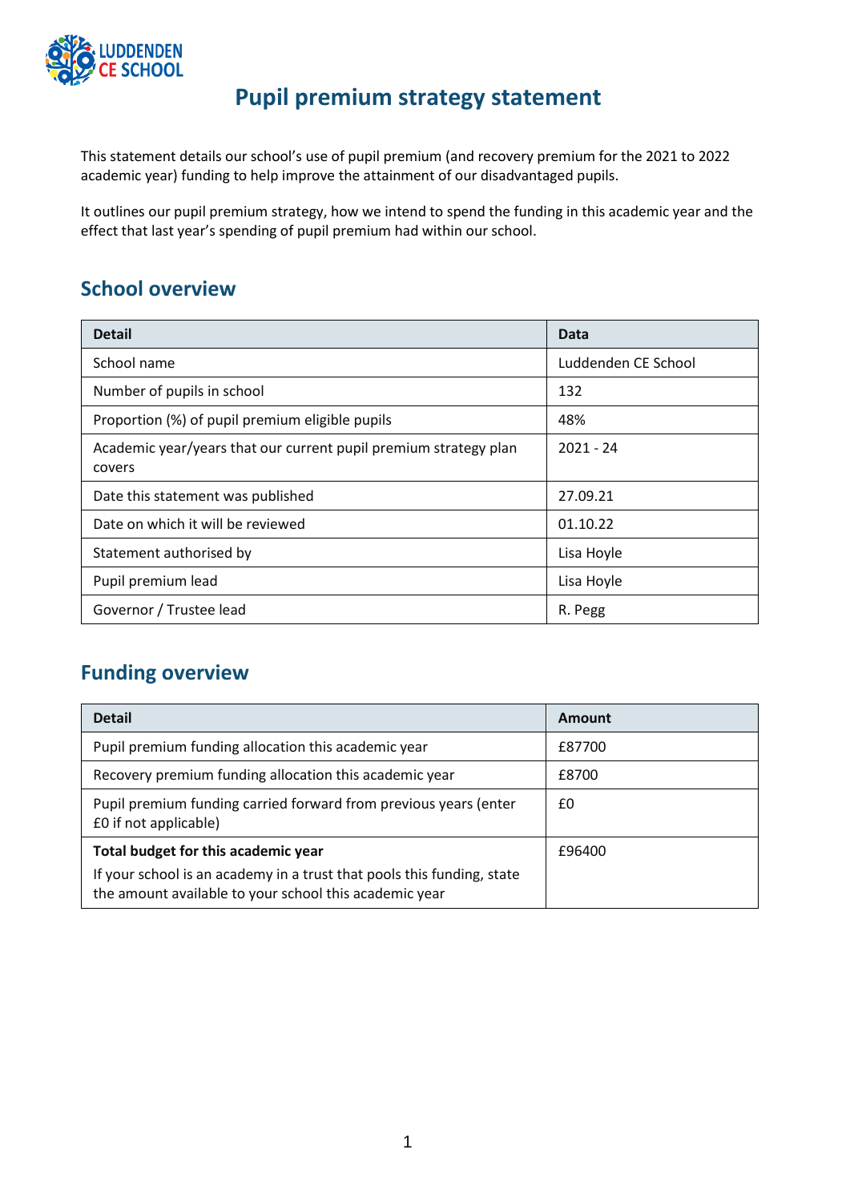# Pupil premium strategy statement

This statement details our school's use of pupil premium (and recovery premium for the 2021 to 2022 academic year) funding to help improve the attainment of our disadvantaged pupils.

It outlines our pupil premium strategy, how we intend to spend the funding in this academic year and the effect that last year's spending of pupil premium had within our school.

## School overview

| Detail | Data |
| --- | --- |
| School name | Luddenden CE School |
| Number of pupils in school | 132 |
| Proportion (%) of pupil premium eligible pupils | 48% |
| Academic year/years that our current pupil premium strategy plan covers | 2021 - 24 |
| Date this statement was published | 27.09.21 |
| Date on which it will be reviewed | 01.10.22 |
| Statement authorised by | Lisa Hoyle |
| Pupil premium lead | Lisa Hoyle |
| Governor / Trustee lead | R. Pegg |

## Funding overview

| Detail | Amount |
| --- | --- |
| Pupil premium funding allocation this academic year | £87700 |
| Recovery premium funding allocation this academic year | £8700 |
| Pupil premium funding carried forward from previous years (enter £0 if not applicable) | £0 |
| **Total budget for this academic year**<br>If your school is an academy in a trust that pools this funding, state the amount available to your school this academic year | £96400 |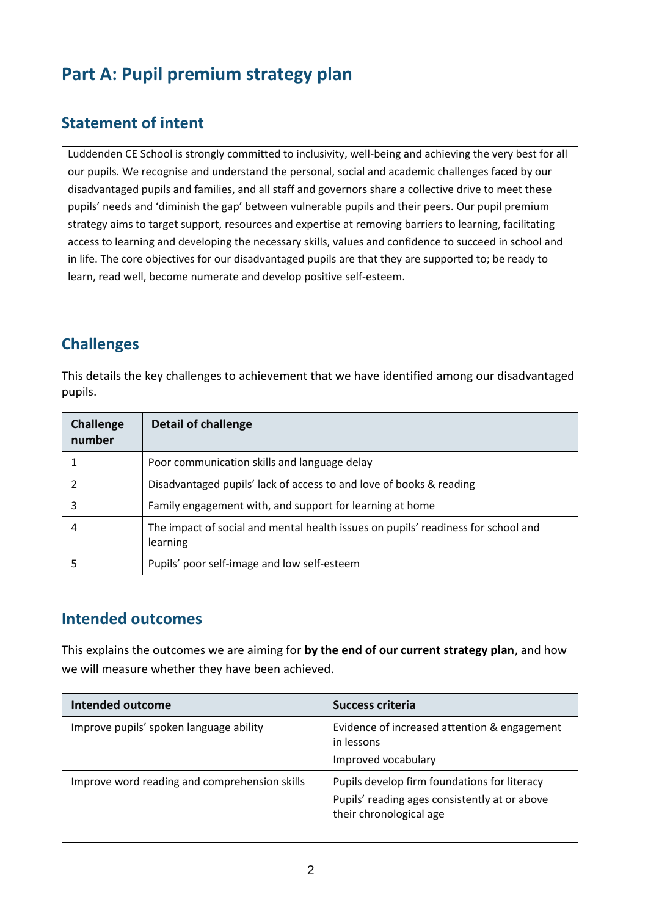# Part A: Pupil premium strategy plan

## Statement of intent

Luddenden CE School is strongly committed to inclusivity, well-being and achieving the very best for all our pupils. We recognise and understand the personal, social and academic challenges faced by our disadvantaged pupils and families, and all staff and governors share a collective drive to meet these pupils' needs and 'diminish the gap' between vulnerable pupils and their peers. Our pupil premium strategy aims to target support, resources and expertise at removing barriers to learning, facilitating access to learning and developing the necessary skills, values and confidence to succeed in school and in life. The core objectives for our disadvantaged pupils are that they are supported to; be ready to learn, read well, become numerate and develop positive self-esteem.

## Challenges

This details the key challenges to achievement that we have identified among our disadvantaged pupils.

| Challenge number | Detail of challenge |
| --- | --- |
| 1 | Poor communication skills and language delay |
| 2 | Disadvantaged pupils' lack of access to and love of books & reading |
| 3 | Family engagement with, and support for learning at home |
| 4 | The impact of social and mental health issues on pupils' readiness for school and learning |
| 5 | Pupils' poor self-image and low self-esteem |

## Intended outcomes

This explains the outcomes we are aiming for **by the end of our current strategy plan**, and how we will measure whether they have been achieved.

| Intended outcome | Success criteria |
| --- | --- |
| Improve pupils' spoken language ability | Evidence of increased attention & engagement in lessons<br>Improved vocabulary |
| Improve word reading and comprehension skills | Pupils develop firm foundations for literacy<br>Pupils' reading ages consistently at or above their chronological age |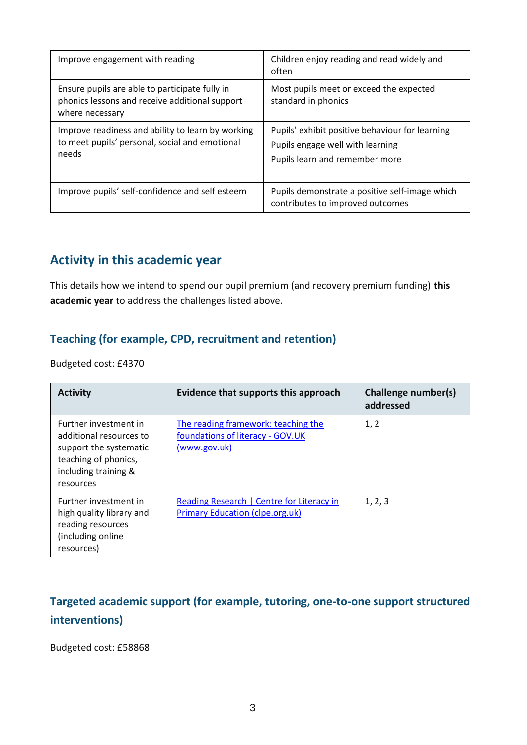| | |
|---|---|
| Improve engagement with reading | Children enjoy reading and read widely and often |
| Ensure pupils are able to participate fully in phonics lessons and receive additional support where necessary | Most pupils meet or exceed the expected standard in phonics |
| Improve readiness and ability to learn by working to meet pupils' personal, social and emotional needs | Pupils' exhibit positive behaviour for learning<br>Pupils engage well with learning<br>Pupils learn and remember more |
| Improve pupils' self-confidence and self esteem | Pupils demonstrate a positive self-image which contributes to improved outcomes |

## Activity in this academic year

This details how we intend to spend our pupil premium (and recovery premium funding) **this academic year** to address the challenges listed above.

### Teaching (for example, CPD, recruitment and retention)

Budgeted cost: £4370

| Activity | Evidence that supports this approach | Challenge number(s) addressed |
|---|---|---|
| Further investment in additional resources to support the systematic teaching of phonics, including training & resources | [The reading framework: teaching the foundations of literacy - GOV.UK (www.gov.uk)]() | 1, 2 |
| Further investment in high quality library and reading resources (including online resources) | [Reading Research \| Centre for Literacy in Primary Education (clpe.org.uk)]() | 1, 2, 3 |

### Targeted academic support (for example, tutoring, one-to-one support structured interventions)

Budgeted cost: £58868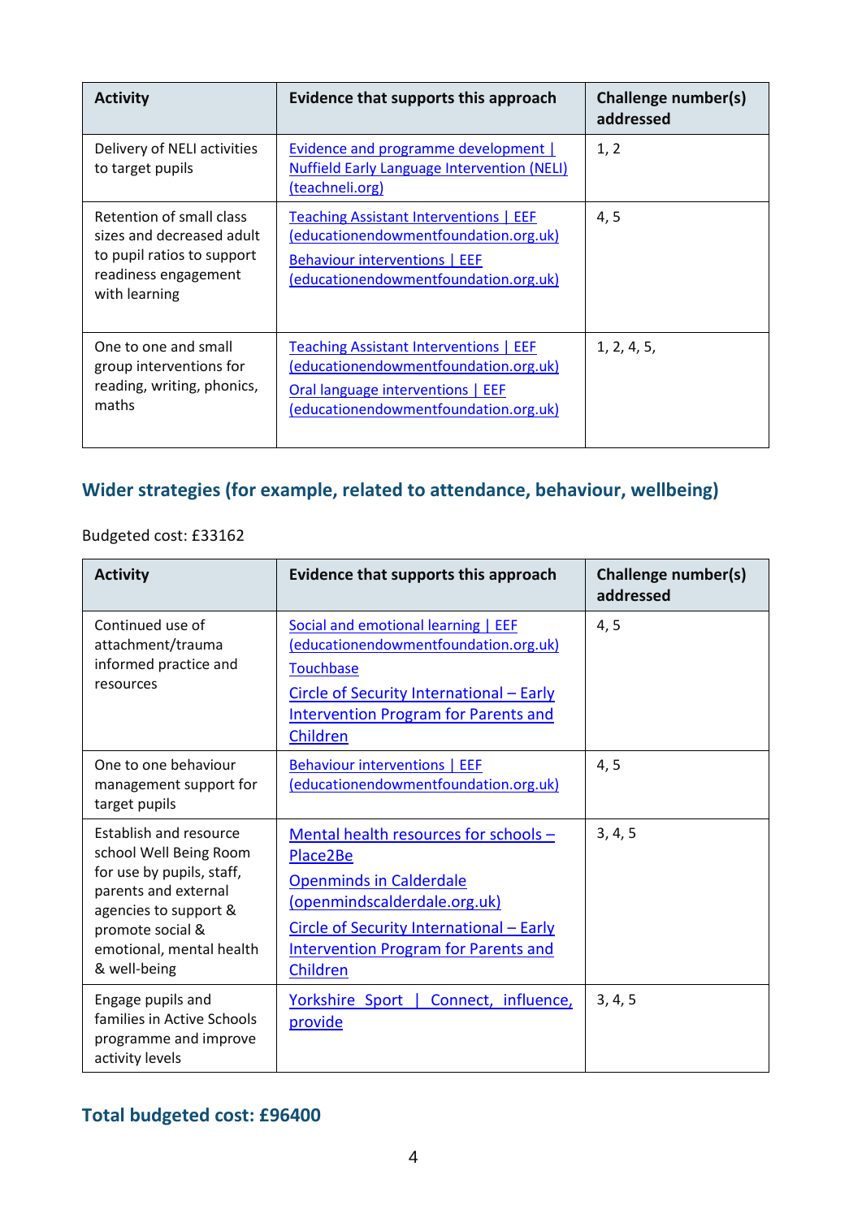| Activity | Evidence that supports this approach | Challenge number(s) addressed |
|---|---|---|
| Delivery of NELI activities to target pupils | Evidence and programme development \| Nuffield Early Language Intervention (NELI) (teachneli.org) | 1, 2 |
| Retention of small class sizes and decreased adult to pupil ratios to support readiness engagement with learning | Teaching Assistant Interventions \| EEF (educationendowmentfoundation.org.uk)<br>Behaviour interventions \| EEF (educationendowmentfoundation.org.uk) | 4, 5 |
| One to one and small group interventions for reading, writing, phonics, maths | Teaching Assistant Interventions \| EEF (educationendowmentfoundation.org.uk)<br>Oral language interventions \| EEF (educationendowmentfoundation.org.uk) | 1, 2, 4, 5, |

## Wider strategies (for example, related to attendance, behaviour, wellbeing)

Budgeted cost: £33162

| Activity | Evidence that supports this approach | Challenge number(s) addressed |
|---|---|---|
| Continued use of attachment/trauma informed practice and resources | Social and emotional learning \| EEF (educationendowmentfoundation.org.uk)<br>Touchbase<br>Circle of Security International – Early Intervention Program for Parents and Children | 4, 5 |
| One to one behaviour management support for target pupils | Behaviour interventions \| EEF (educationendowmentfoundation.org.uk) | 4, 5 |
| Establish and resource school Well Being Room for use by pupils, staff, parents and external agencies to support & promote social & emotional, mental health & well-being | Mental health resources for schools – Place2Be<br>Openminds in Calderdale (openmindscalderdale.org.uk)<br>Circle of Security International – Early Intervention Program for Parents and Children | 3, 4, 5 |
| Engage pupils and families in Active Schools programme and improve activity levels | Yorkshire Sport \| Connect, influence, provide | 3, 4, 5 |

## Total budgeted cost: £96400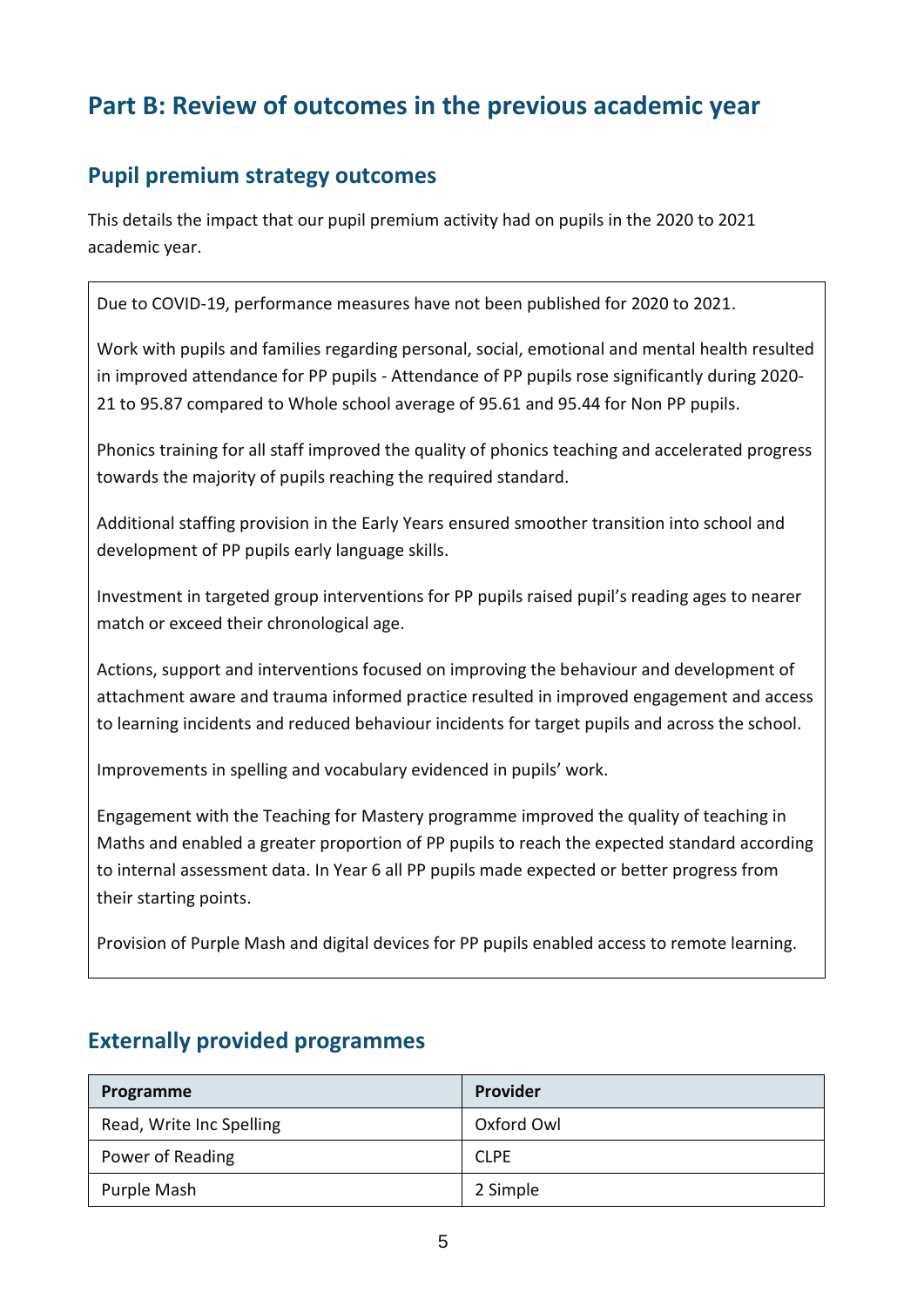# Part B: Review of outcomes in the previous academic year

## Pupil premium strategy outcomes

This details the impact that our pupil premium activity had on pupils in the 2020 to 2021 academic year.

Due to COVID-19, performance measures have not been published for 2020 to 2021.

Work with pupils and families regarding personal, social, emotional and mental health resulted in improved attendance for PP pupils - Attendance of PP pupils rose significantly during 2020-21 to 95.87 compared to Whole school average of 95.61 and 95.44 for Non PP pupils.

Phonics training for all staff improved the quality of phonics teaching and accelerated progress towards the majority of pupils reaching the required standard.

Additional staffing provision in the Early Years ensured smoother transition into school and development of PP pupils early language skills.

Investment in targeted group interventions for PP pupils raised pupil's reading ages to nearer match or exceed their chronological age.

Actions, support and interventions focused on improving the behaviour and development of attachment aware and trauma informed practice resulted in improved engagement and access to learning incidents and reduced behaviour incidents for target pupils and across the school.

Improvements in spelling and vocabulary evidenced in pupils' work.

Engagement with the Teaching for Mastery programme improved the quality of teaching in Maths and enabled a greater proportion of PP pupils to reach the expected standard according to internal assessment data. In Year 6 all PP pupils made expected or better progress from their starting points.

Provision of Purple Mash and digital devices for PP pupils enabled access to remote learning.

## Externally provided programmes

| Programme | Provider |
|---|---|
| Read, Write Inc Spelling | Oxford Owl |
| Power of Reading | CLPE |
| Purple Mash | 2 Simple |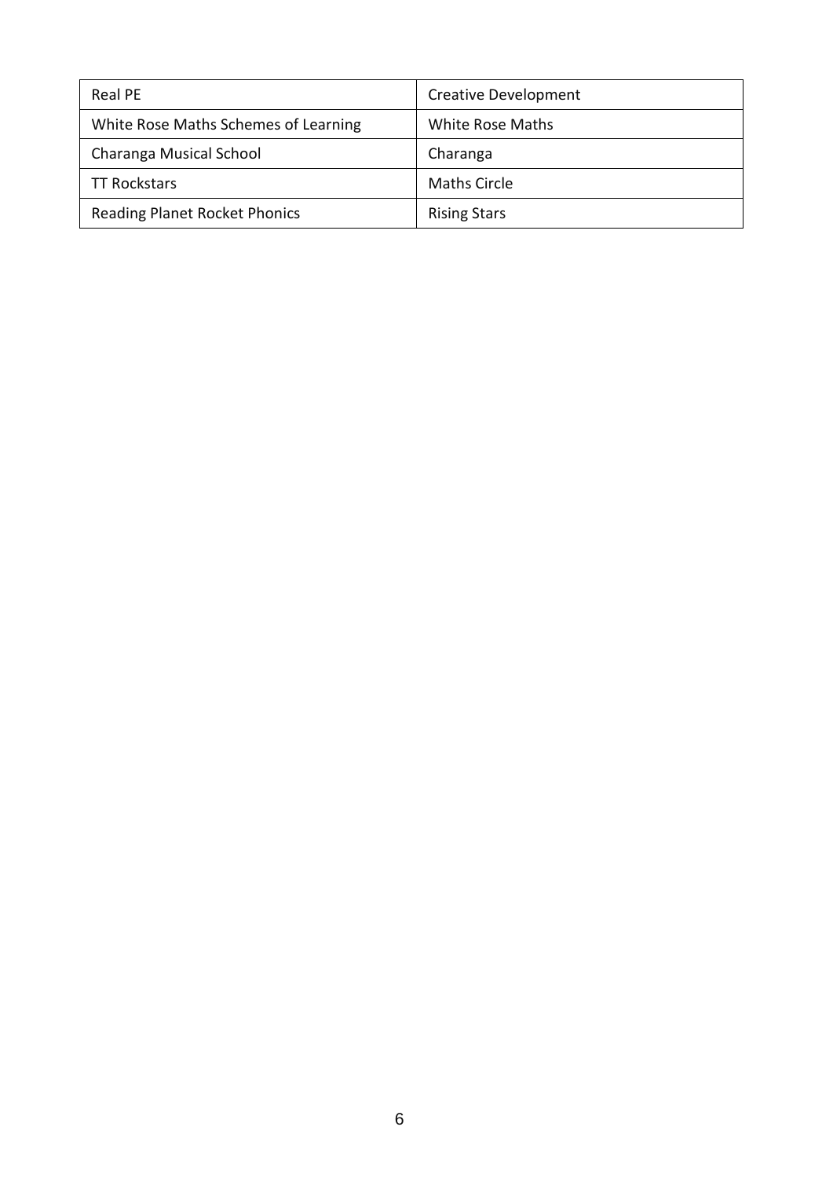| Real PE | Creative Development |
| --- | --- |
| White Rose Maths Schemes of Learning | White Rose Maths |
| Charanga Musical School | Charanga |
| TT Rockstars | Maths Circle |
| Reading Planet Rocket Phonics | Rising Stars |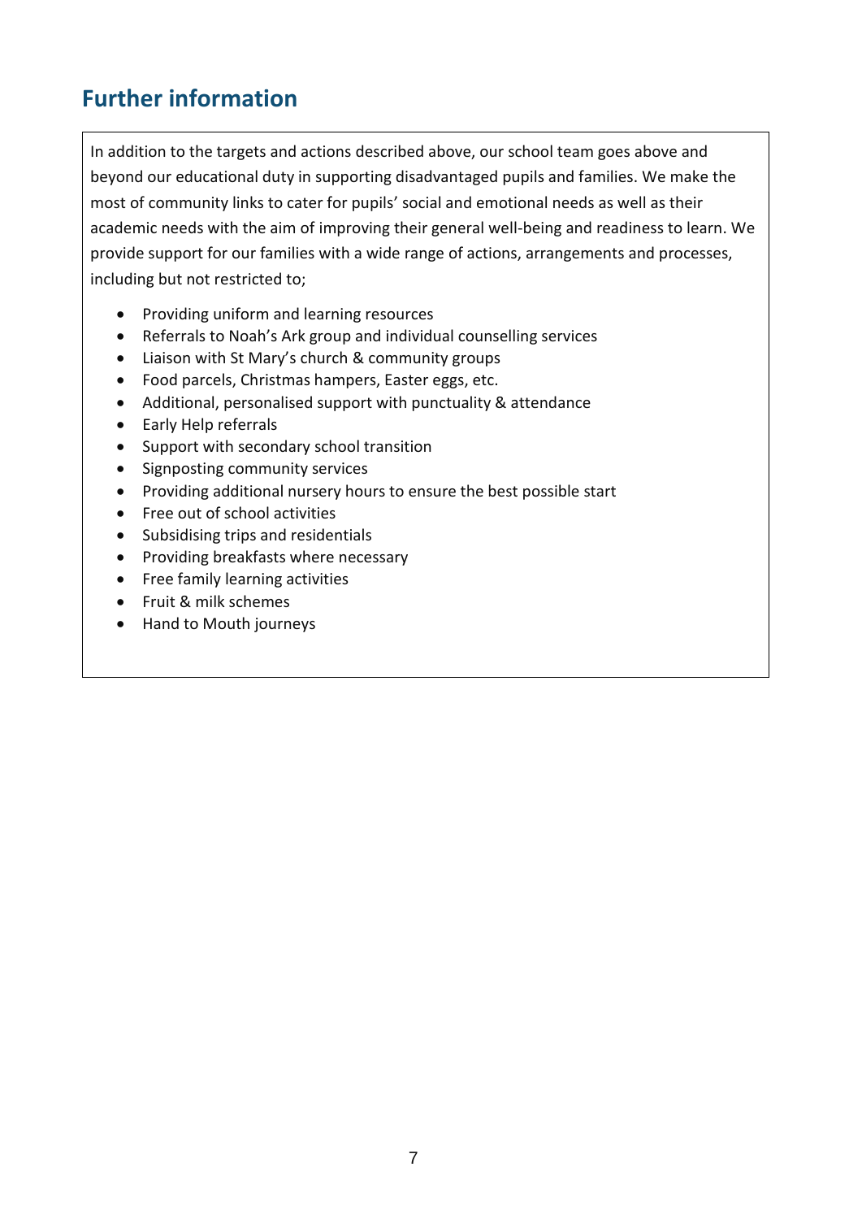## Further information

In addition to the targets and actions described above, our school team goes above and beyond our educational duty in supporting disadvantaged pupils and families. We make the most of community links to cater for pupils' social and emotional needs as well as their academic needs with the aim of improving their general well-being and readiness to learn. We provide support for our families with a wide range of actions, arrangements and processes, including but not restricted to;

- Providing uniform and learning resources
- Referrals to Noah's Ark group and individual counselling services
- Liaison with St Mary's church & community groups
- Food parcels, Christmas hampers, Easter eggs, etc.
- Additional, personalised support with punctuality & attendance
- Early Help referrals
- Support with secondary school transition
- Signposting community services
- Providing additional nursery hours to ensure the best possible start
- Free out of school activities
- Subsidising trips and residentials
- Providing breakfasts where necessary
- Free family learning activities
- Fruit & milk schemes
- Hand to Mouth journeys